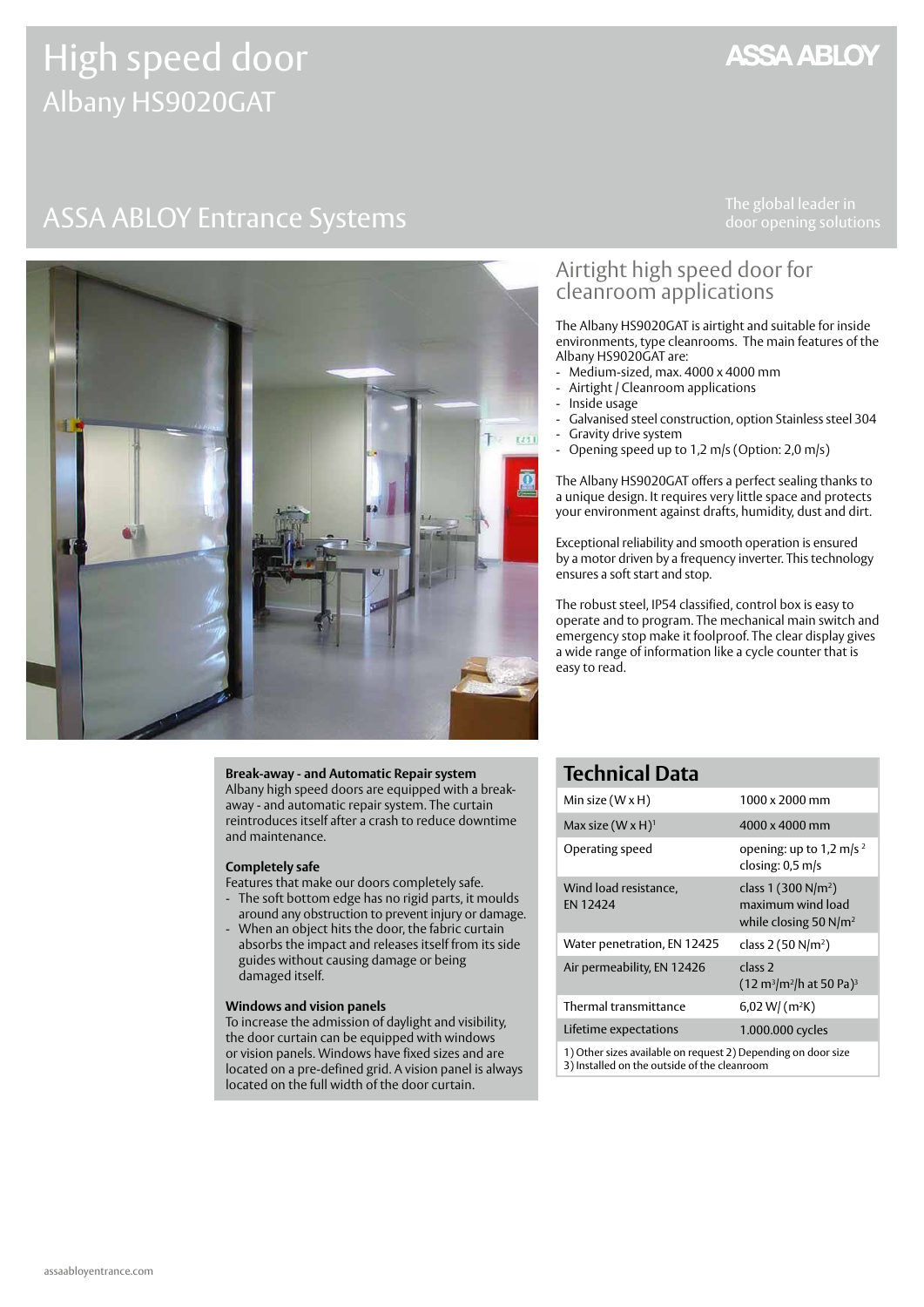# High speed door
## Albany HS9020GAT

ASSA ABLOY

ASSA ABLOY Entrance Systems

The global leader in door opening solutions

## Airtight high speed door for cleanroom applications

The Albany HS9020GAT is airtight and suitable for inside environments, type cleanrooms. The main features of the Albany HS9020GAT are:

- Medium-sized, max. 4000 x 4000 mm
- Airtight / Cleanroom applications
- Inside usage
- Galvanised steel construction, option Stainless steel 304
- Gravity drive system
- Opening speed up to 1,2 m/s (Option: 2,0 m/s)

The Albany HS9020GAT offers a perfect sealing thanks to a unique design. It requires very little space and protects your environment against drafts, humidity, dust and dirt.

Exceptional reliability and smooth operation is ensured by a motor driven by a frequency inverter. This technology ensures a soft start and stop.

The robust steel, IP54 classified, control box is easy to operate and to program. The mechanical main switch and emergency stop make it foolproof. The clear display gives a wide range of information like a cycle counter that is easy to read.

**Break-away - and Automatic Repair system**
Albany high speed doors are equipped with a break-away - and automatic repair system. The curtain reintroduces itself after a crash to reduce downtime and maintenance.

**Completely safe**
Features that make our doors completely safe.

- The soft bottom edge has no rigid parts, it moulds around any obstruction to prevent injury or damage.
- When an object hits the door, the fabric curtain absorbs the impact and releases itself from its side guides without causing damage or being damaged itself.

**Windows and vision panels**
To increase the admission of daylight and visibility, the door curtain can be equipped with windows or vision panels. Windows have fixed sizes and are located on a pre-defined grid. A vision panel is always located on the full width of the door curtain.

## Technical Data

| | |
|---|---|
| Min size (W x H) | 1000 x 2000 mm |
| Max size (W x H)[1] | 4000 x 4000 mm |
| Operating speed | opening: up to 1,2 m/s [2]<br>closing: 0,5 m/s |
| Wind load resistance, EN 12424 | class 1 (300 N/m$^2$)<br>maximum wind load while closing 50 N/m$^2$ |
| Water penetration, EN 12425 | class 2 (50 N/m$^2$) |
| Air permeability, EN 12426 | class 2<br>(12 m$^3$/m$^2$/h at 50 Pa)[3] |
| Thermal transmittance | 6,02 W/ (m$^2$K) |
| Lifetime expectations | 1.000.000 cycles |

1) Other sizes available on request 2) Depending on door size 3) Installed on the outside of the cleanroom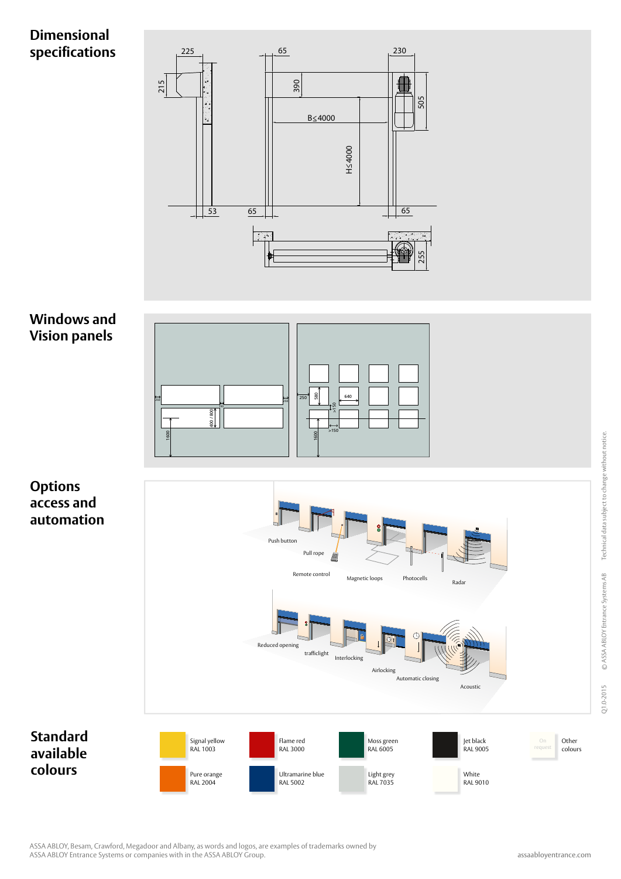## Dimensional specifications

225
215
65
230
390
505
B≤4000
H≤4000
53
65
65
255

## Windows and Vision panels

400 / 800
1600
250
580
640
>150
>150
1600

## Options access and automation

Push button
Pull rope
Remote control
Magnetic loops
Photocells
Radar
Reduced opening
trafficlight
Interlocking
Airlocking
Automatic closing
Acoustic

## Standard available colours

Signal yellow RAL 1003
Flame red RAL 3000
Moss green RAL 6005
Jet black RAL 9005
On request — Other colours
Pure orange RAL 2004
Ultramarine blue RAL 5002
Light grey RAL 7035
White RAL 9010

Technical data subject to change without notice. © ASSA ABLOY Entrance Systems AB Q1.0-2015

ASSA ABLOY, Besam, Crawford, Megadoor and Albany, as words and logos, are examples of trademarks owned by ASSA ABLOY Entrance Systems or companies with in the ASSA ABLOY Group.

assaabloyentrance.com